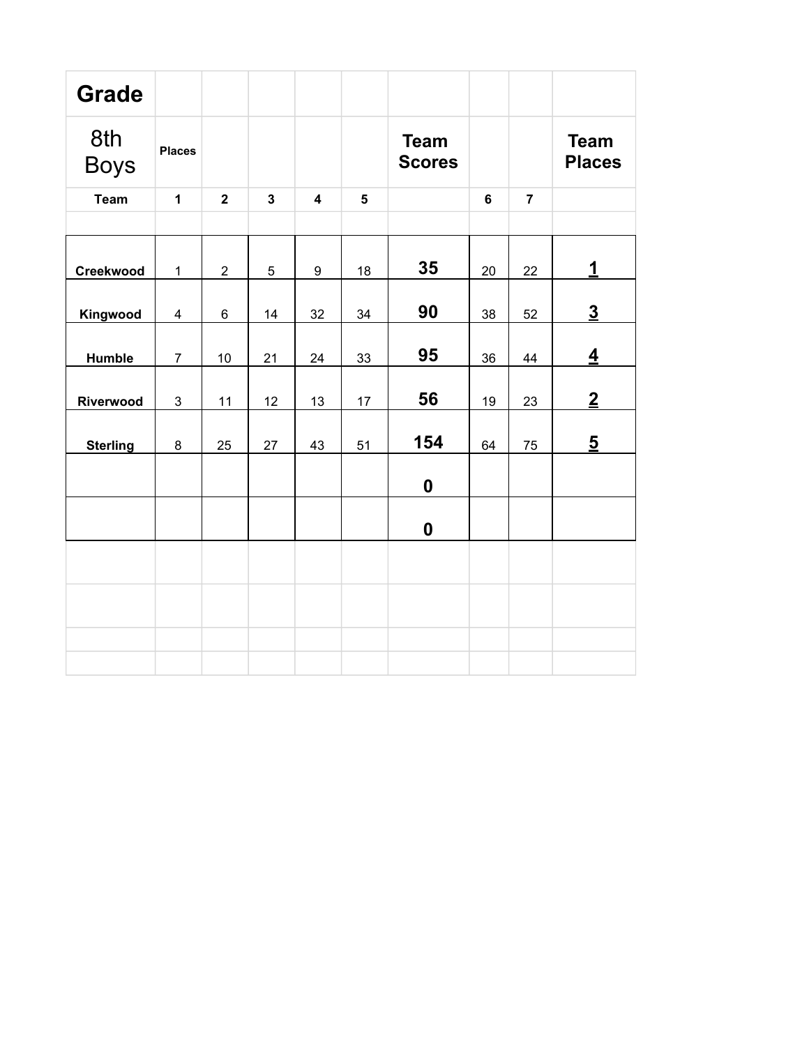| Grade | | | | | | | | | |
|---|---|---|---|---|---|---|---|---|---|
| 8th Boys | Places | | | | | Team Scores | | | Team Places |
| Team | 1 | 2 | 3 | 4 | 5 | | 6 | 7 | |
| | | | | | | | | | |
| Creekwood | 1 | 2 | 5 | 9 | 18 | **35** | 20 | 22 | **1** |
| Kingwood | 4 | 6 | 14 | 32 | 34 | **90** | 38 | 52 | **3** |
| Humble | 7 | 10 | 21 | 24 | 33 | **95** | 36 | 44 | **4** |
| Riverwood | 3 | 11 | 12 | 13 | 17 | **56** | 19 | 23 | **2** |
| Sterling | 8 | 25 | 27 | 43 | 51 | **154** | 64 | 75 | **5** |
| | | | | | | **0** | | | |
| | | | | | | **0** | | | |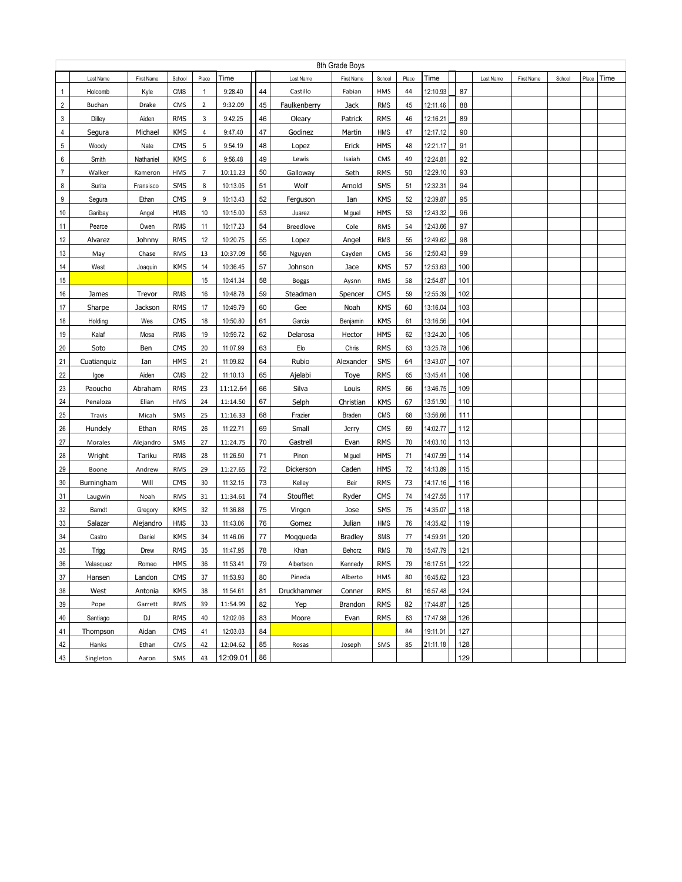## 8th Grade Boys

| | Last Name | First Name | School | Place | Time | | Last Name | First Name | School | Place | Time | | Last Name | First Name | School | Place | Time |
|---|---|---|---|---|---|---|---|---|---|---|---|---|---|---|---|---|---|
| 1 | Holcomb | Kyle | CMS | 1 | 9:28.40 | 44 | Castillo | Fabian | HMS | 44 | 12:10.93 | 87 | | | | | |
| 2 | Buchan | Drake | CMS | 2 | 9:32.09 | 45 | Faulkenberry | Jack | RMS | 45 | 12:11.46 | 88 | | | | | |
| 3 | Dilley | Aiden | RMS | 3 | 9:42.25 | 46 | Oleary | Patrick | RMS | 46 | 12:16.21 | 89 | | | | | |
| 4 | Segura | Michael | KMS | 4 | 9:47.40 | 47 | Godinez | Martin | HMS | 47 | 12:17.12 | 90 | | | | | |
| 5 | Woody | Nate | CMS | 5 | 9:54.19 | 48 | Lopez | Erick | HMS | 48 | 12:21.17 | 91 | | | | | |
| 6 | Smith | Nathaniel | KMS | 6 | 9:56.48 | 49 | Lewis | Isaiah | CMS | 49 | 12:24.81 | 92 | | | | | |
| 7 | Walker | Kameron | HMS | 7 | 10:11.23 | 50 | Galloway | Seth | RMS | 50 | 12:29.10 | 93 | | | | | |
| 8 | Surita | Fransisco | SMS | 8 | 10:13.05 | 51 | Wolf | Arnold | SMS | 51 | 12:32.31 | 94 | | | | | |
| 9 | Segura | Ethan | CMS | 9 | 10:13.43 | 52 | Ferguson | Ian | KMS | 52 | 12:39.87 | 95 | | | | | |
| 10 | Garibay | Angel | HMS | 10 | 10:15.00 | 53 | Juarez | Miguel | HMS | 53 | 12:43.32 | 96 | | | | | |
| 11 | Pearce | Owen | RMS | 11 | 10:17.23 | 54 | Breedlove | Cole | RMS | 54 | 12:43.66 | 97 | | | | | |
| 12 | Alvarez | Johnny | RMS | 12 | 10:20.75 | 55 | Lopez | Angel | RMS | 55 | 12:49.62 | 98 | | | | | |
| 13 | May | Chase | RMS | 13 | 10:37.09 | 56 | Nguyen | Cayden | CMS | 56 | 12:50.43 | 99 | | | | | |
| 14 | West | Joaquin | KMS | 14 | 10:36.45 | 57 | Johnson | Jace | KMS | 57 | 12:53.63 | 100 | | | | | |
| 15 | | | | 15 | 10:41.34 | 58 | Boggs | Aysnn | RMS | 58 | 12:54.87 | 101 | | | | | |
| 16 | James | Trevor | RMS | 16 | 10:48.78 | 59 | Steadman | Spencer | CMS | 59 | 12:55.39 | 102 | | | | | |
| 17 | Sharpe | Jackson | RMS | 17 | 10:49.79 | 60 | Gee | Noah | KMS | 60 | 13:16.04 | 103 | | | | | |
| 18 | Holding | Wes | CMS | 18 | 10:50.80 | 61 | Garcia | Benjamin | KMS | 61 | 13:16.56 | 104 | | | | | |
| 19 | Kalaf | Mosa | RMS | 19 | 10:59.72 | 62 | Delarosa | Hector | HMS | 62 | 13:24.20 | 105 | | | | | |
| 20 | Soto | Ben | CMS | 20 | 11:07.99 | 63 | Elo | Chris | RMS | 63 | 13:25.78 | 106 | | | | | |
| 21 | Cuatianquiz | Ian | HMS | 21 | 11:09.82 | 64 | Rubio | Alexander | SMS | 64 | 13:43.07 | 107 | | | | | |
| 22 | Igoe | Aiden | CMS | 22 | 11:10.13 | 65 | Ajelabi | Toye | RMS | 65 | 13:45.41 | 108 | | | | | |
| 23 | Paoucho | Abraham | RMS | 23 | 11:12.64 | 66 | Silva | Louis | RMS | 66 | 13:46.75 | 109 | | | | | |
| 24 | Penaloza | Elian | HMS | 24 | 11:14.50 | 67 | Selph | Christian | KMS | 67 | 13:51.90 | 110 | | | | | |
| 25 | Travis | Micah | SMS | 25 | 11:16.33 | 68 | Frazier | Braden | CMS | 68 | 13:56.66 | 111 | | | | | |
| 26 | Hundely | Ethan | RMS | 26 | 11:22.71 | 69 | Small | Jerry | CMS | 69 | 14:02.77 | 112 | | | | | |
| 27 | Morales | Alejandro | SMS | 27 | 11:24.75 | 70 | Gastrell | Evan | RMS | 70 | 14:03.10 | 113 | | | | | |
| 28 | Wright | Tariku | RMS | 28 | 11:26.50 | 71 | Pinon | Miguel | HMS | 71 | 14:07.99 | 114 | | | | | |
| 29 | Boone | Andrew | RMS | 29 | 11:27.65 | 72 | Dickerson | Caden | HMS | 72 | 14:13.89 | 115 | | | | | |
| 30 | Burningham | Will | CMS | 30 | 11:32.15 | 73 | Kelley | Beir | RMS | 73 | 14:17.16 | 116 | | | | | |
| 31 | Laugwin | Noah | RMS | 31 | 11:34.61 | 74 | Stoufflet | Ryder | CMS | 74 | 14:27.55 | 117 | | | | | |
| 32 | Barndt | Gregory | KMS | 32 | 11:36.88 | 75 | Virgen | Jose | SMS | 75 | 14:35.07 | 118 | | | | | |
| 33 | Salazar | Alejandro | HMS | 33 | 11:43.06 | 76 | Gomez | Julian | HMS | 76 | 14:35.42 | 119 | | | | | |
| 34 | Castro | Daniel | KMS | 34 | 11:46.06 | 77 | Moqqueda | Bradley | SMS | 77 | 14:59.91 | 120 | | | | | |
| 35 | Trigg | Drew | RMS | 35 | 11:47.95 | 78 | Khan | Behorz | RMS | 78 | 15:47.79 | 121 | | | | | |
| 36 | Velasquez | Romeo | HMS | 36 | 11:53.41 | 79 | Albertson | Kennedy | RMS | 79 | 16:17.51 | 122 | | | | | |
| 37 | Hansen | Landon | CMS | 37 | 11:53.93 | 80 | Pineda | Alberto | HMS | 80 | 16:45.62 | 123 | | | | | |
| 38 | West | Antonia | KMS | 38 | 11:54.61 | 81 | Druckhammer | Conner | RMS | 81 | 16:57.48 | 124 | | | | | |
| 39 | Pope | Garrett | RMS | 39 | 11:54.99 | 82 | Yep | Brandon | RMS | 82 | 17:44.87 | 125 | | | | | |
| 40 | Santiago | DJ | RMS | 40 | 12:02.06 | 83 | Moore | Evan | RMS | 83 | 17:47.98 | 126 | | | | | |
| 41 | Thompson | Aidan | CMS | 41 | 12:03.03 | 84 | | | | 84 | 19:11.01 | 127 | | | | | |
| 42 | Hanks | Ethan | CMS | 42 | 12:04.62 | 85 | Rosas | Joseph | SMS | 85 | 21:11.18 | 128 | | | | | |
| 43 | Singleton | Aaron | SMS | 43 | 12:09.01 | 86 | | | | | | 129 | | | | | |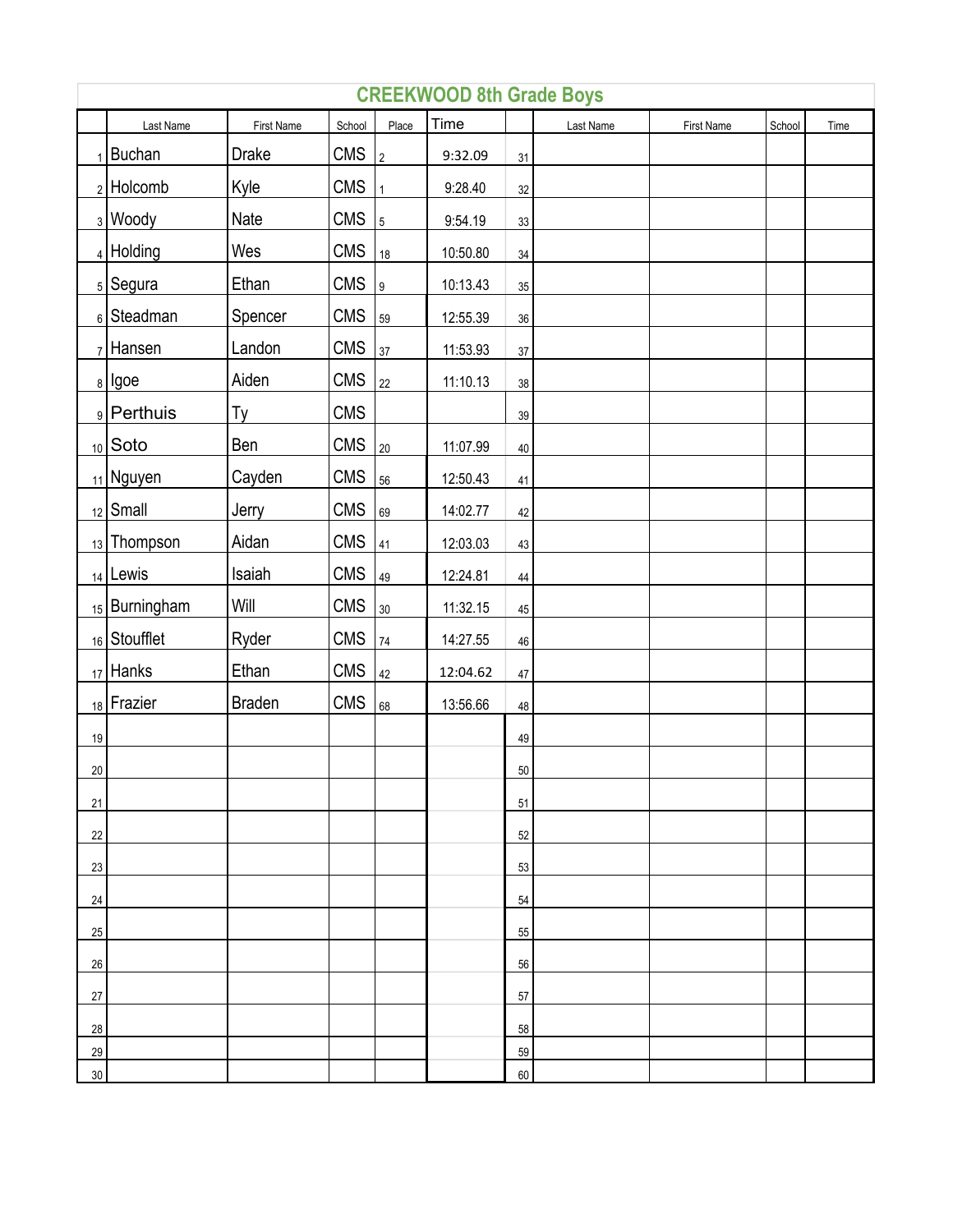## CREEKWOOD 8th Grade Boys

| | Last Name | First Name | School | Place | Time | | Last Name | First Name | School | Time |
|---|---|---|---|---|---|---|---|---|---|---|
| 1 | Buchan | Drake | CMS | 2 | 9:32.09 | 31 | | | | |
| 2 | Holcomb | Kyle | CMS | 1 | 9:28.40 | 32 | | | | |
| 3 | Woody | Nate | CMS | 5 | 9:54.19 | 33 | | | | |
| 4 | Holding | Wes | CMS | 18 | 10:50.80 | 34 | | | | |
| 5 | Segura | Ethan | CMS | 9 | 10:13.43 | 35 | | | | |
| 6 | Steadman | Spencer | CMS | 59 | 12:55.39 | 36 | | | | |
| 7 | Hansen | Landon | CMS | 37 | 11:53.93 | 37 | | | | |
| 8 | Igoe | Aiden | CMS | 22 | 11:10.13 | 38 | | | | |
| 9 | Perthuis | Ty | CMS | | | 39 | | | | |
| 10 | Soto | Ben | CMS | 20 | 11:07.99 | 40 | | | | |
| 11 | Nguyen | Cayden | CMS | 56 | 12:50.43 | 41 | | | | |
| 12 | Small | Jerry | CMS | 69 | 14:02.77 | 42 | | | | |
| 13 | Thompson | Aidan | CMS | 41 | 12:03.03 | 43 | | | | |
| 14 | Lewis | Isaiah | CMS | 49 | 12:24.81 | 44 | | | | |
| 15 | Burningham | Will | CMS | 30 | 11:32.15 | 45 | | | | |
| 16 | Stoufflet | Ryder | CMS | 74 | 14:27.55 | 46 | | | | |
| 17 | Hanks | Ethan | CMS | 42 | 12:04.62 | 47 | | | | |
| 18 | Frazier | Braden | CMS | 68 | 13:56.66 | 48 | | | | |
| 19 | | | | | | 49 | | | | |
| 20 | | | | | | 50 | | | | |
| 21 | | | | | | 51 | | | | |
| 22 | | | | | | 52 | | | | |
| 23 | | | | | | 53 | | | | |
| 24 | | | | | | 54 | | | | |
| 25 | | | | | | 55 | | | | |
| 26 | | | | | | 56 | | | | |
| 27 | | | | | | 57 | | | | |
| 28 | | | | | | 58 | | | | |
| 29 | | | | | | 59 | | | | |
| 30 | | | | | | 60 | | | | |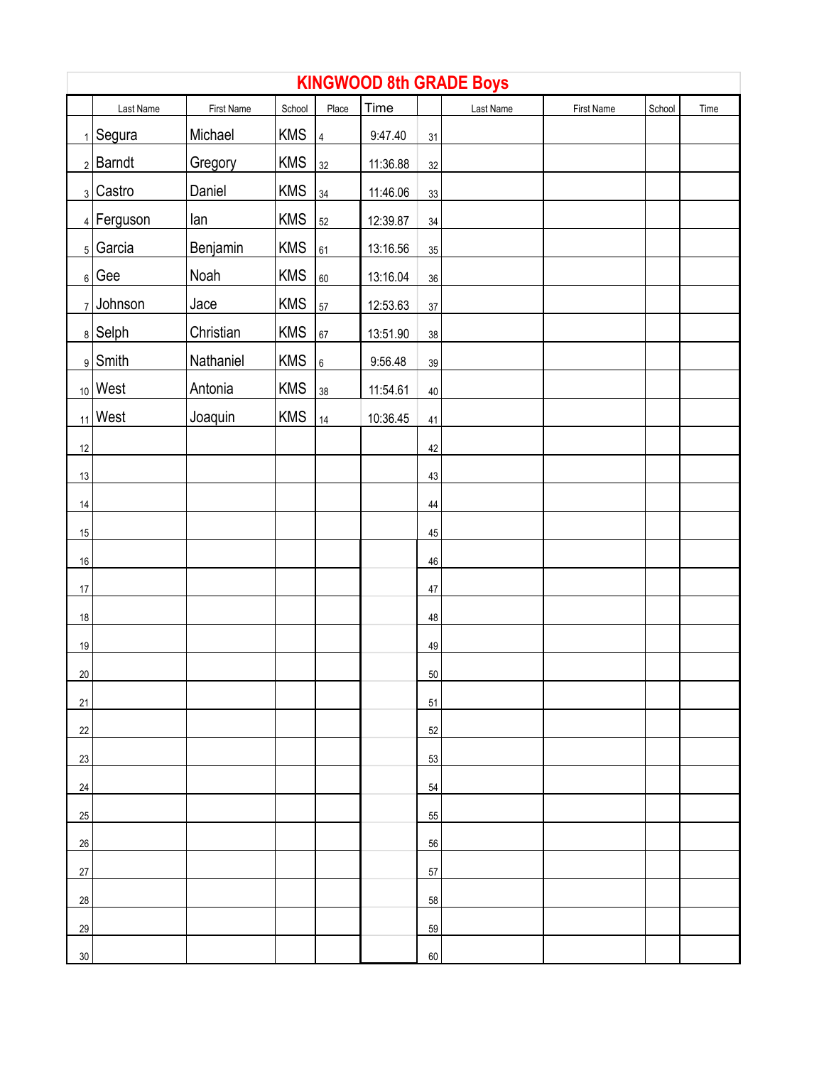# KINGWOOD 8th GRADE Boys

| | Last Name | First Name | School | Place | Time | | Last Name | First Name | School | Time |
|---|---|---|---|---|---|---|---|---|---|---|
| 1 | Segura | Michael | KMS | 4 | 9:47.40 | 31 | | | | |
| 2 | Barndt | Gregory | KMS | 32 | 11:36.88 | 32 | | | | |
| 3 | Castro | Daniel | KMS | 34 | 11:46.06 | 33 | | | | |
| 4 | Ferguson | Ian | KMS | 52 | 12:39.87 | 34 | | | | |
| 5 | Garcia | Benjamin | KMS | 61 | 13:16.56 | 35 | | | | |
| 6 | Gee | Noah | KMS | 60 | 13:16.04 | 36 | | | | |
| 7 | Johnson | Jace | KMS | 57 | 12:53.63 | 37 | | | | |
| 8 | Selph | Christian | KMS | 67 | 13:51.90 | 38 | | | | |
| 9 | Smith | Nathaniel | KMS | 6 | 9:56.48 | 39 | | | | |
| 10 | West | Antonia | KMS | 38 | 11:54.61 | 40 | | | | |
| 11 | West | Joaquin | KMS | 14 | 10:36.45 | 41 | | | | |
| 12 | | | | | | 42 | | | | |
| 13 | | | | | | 43 | | | | |
| 14 | | | | | | 44 | | | | |
| 15 | | | | | | 45 | | | | |
| 16 | | | | | | 46 | | | | |
| 17 | | | | | | 47 | | | | |
| 18 | | | | | | 48 | | | | |
| 19 | | | | | | 49 | | | | |
| 20 | | | | | | 50 | | | | |
| 21 | | | | | | 51 | | | | |
| 22 | | | | | | 52 | | | | |
| 23 | | | | | | 53 | | | | |
| 24 | | | | | | 54 | | | | |
| 25 | | | | | | 55 | | | | |
| 26 | | | | | | 56 | | | | |
| 27 | | | | | | 57 | | | | |
| 28 | | | | | | 58 | | | | |
| 29 | | | | | | 59 | | | | |
| 30 | | | | | | 60 | | | | |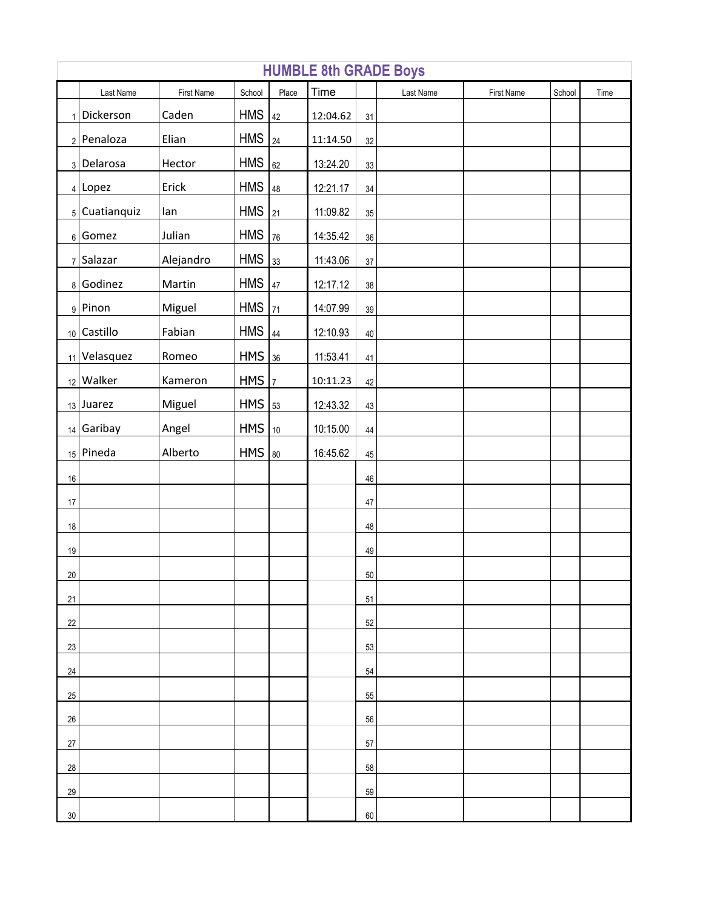# HUMBLE 8th GRADE Boys

| | Last Name | First Name | School | Place | Time | | Last Name | First Name | School | Time |
|---|---|---|---|---|---|---|---|---|---|---|
| 1 | Dickerson | Caden | HMS | 42 | 12:04.62 | 31 | | | | |
| 2 | Penaloza | Elian | HMS | 24 | 11:14.50 | 32 | | | | |
| 3 | Delarosa | Hector | HMS | 62 | 13:24.20 | 33 | | | | |
| 4 | Lopez | Erick | HMS | 48 | 12:21.17 | 34 | | | | |
| 5 | Cuatianquiz | Ian | HMS | 21 | 11:09.82 | 35 | | | | |
| 6 | Gomez | Julian | HMS | 76 | 14:35.42 | 36 | | | | |
| 7 | Salazar | Alejandro | HMS | 33 | 11:43.06 | 37 | | | | |
| 8 | Godinez | Martin | HMS | 47 | 12:17.12 | 38 | | | | |
| 9 | Pinon | Miguel | HMS | 71 | 14:07.99 | 39 | | | | |
| 10 | Castillo | Fabian | HMS | 44 | 12:10.93 | 40 | | | | |
| 11 | Velasquez | Romeo | HMS | 36 | 11:53.41 | 41 | | | | |
| 12 | Walker | Kameron | HMS | 7 | 10:11.23 | 42 | | | | |
| 13 | Juarez | Miguel | HMS | 53 | 12:43.32 | 43 | | | | |
| 14 | Garibay | Angel | HMS | 10 | 10:15.00 | 44 | | | | |
| 15 | Pineda | Alberto | HMS | 80 | 16:45.62 | 45 | | | | |
| 16 | | | | | | 46 | | | | |
| 17 | | | | | | 47 | | | | |
| 18 | | | | | | 48 | | | | |
| 19 | | | | | | 49 | | | | |
| 20 | | | | | | 50 | | | | |
| 21 | | | | | | 51 | | | | |
| 22 | | | | | | 52 | | | | |
| 23 | | | | | | 53 | | | | |
| 24 | | | | | | 54 | | | | |
| 25 | | | | | | 55 | | | | |
| 26 | | | | | | 56 | | | | |
| 27 | | | | | | 57 | | | | |
| 28 | | | | | | 58 | | | | |
| 29 | | | | | | 59 | | | | |
| 30 | | | | | | 60 | | | | |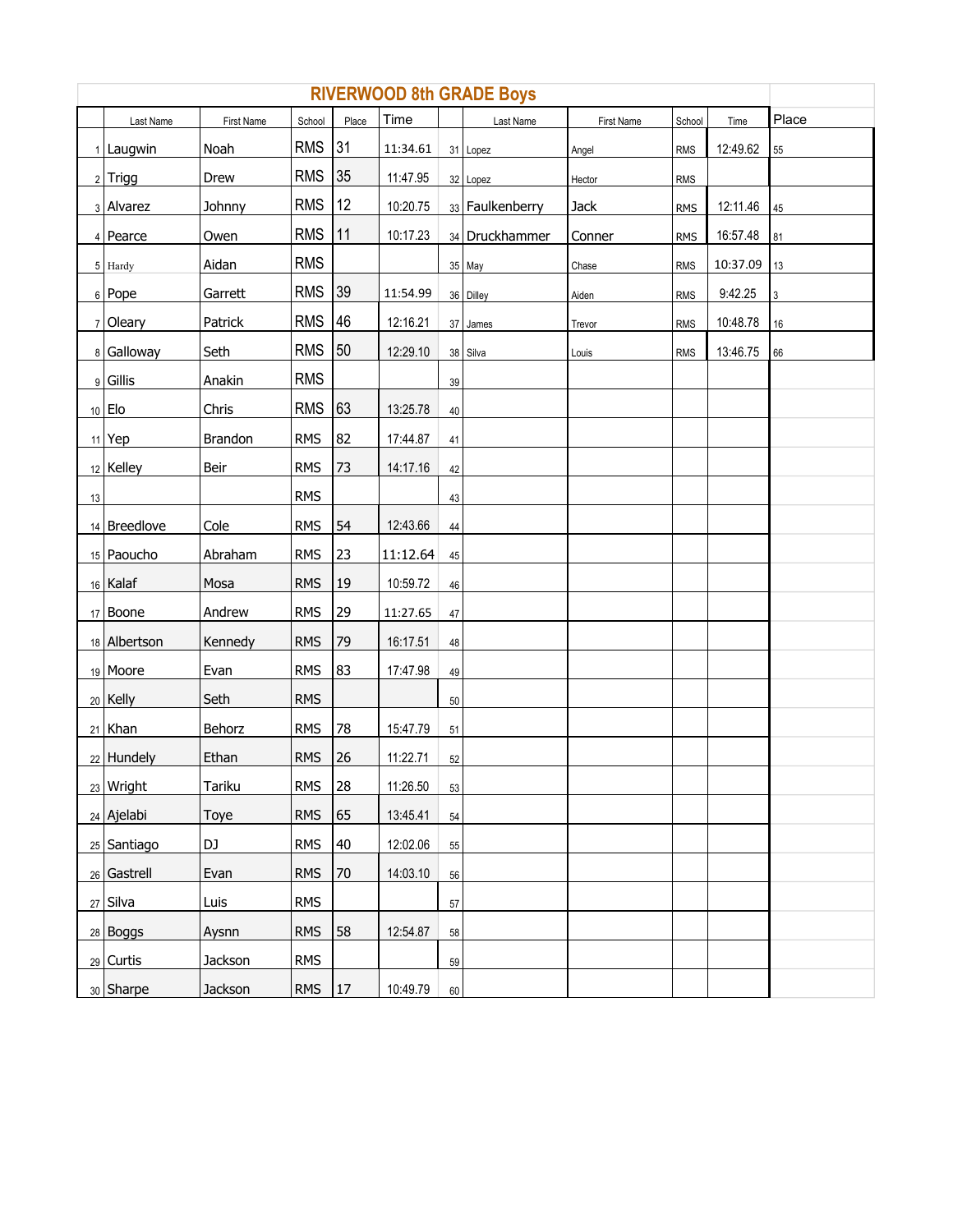## RIVERWOOD 8th GRADE Boys

| | Last Name | First Name | School | Place | Time | | Last Name | First Name | School | Time | Place |
|---|---|---|---|---|---|---|---|---|---|---|---|
| 1 | Laugwin | Noah | RMS | 31 | 11:34.61 | 31 | Lopez | Angel | RMS | 12:49.62 | 55 |
| 2 | Trigg | Drew | RMS | 35 | 11:47.95 | 32 | Lopez | Hector | RMS | | |
| 3 | Alvarez | Johnny | RMS | 12 | 10:20.75 | 33 | Faulkenberry | Jack | RMS | 12:11.46 | 45 |
| 4 | Pearce | Owen | RMS | 11 | 10:17.23 | 34 | Druckhammer | Conner | RMS | 16:57.48 | 81 |
| 5 | Hardy | Aidan | RMS | | | 35 | May | Chase | RMS | 10:37.09 | 13 |
| 6 | Pope | Garrett | RMS | 39 | 11:54.99 | 36 | Dilley | Aiden | RMS | 9:42.25 | 3 |
| 7 | Oleary | Patrick | RMS | 46 | 12:16.21 | 37 | James | Trevor | RMS | 10:48.78 | 16 |
| 8 | Galloway | Seth | RMS | 50 | 12:29.10 | 38 | Silva | Louis | RMS | 13:46.75 | 66 |
| 9 | Gillis | Anakin | RMS | | | 39 | | | | | |
| 10 | Elo | Chris | RMS | 63 | 13:25.78 | 40 | | | | | |
| 11 | Yep | Brandon | RMS | 82 | 17:44.87 | 41 | | | | | |
| 12 | Kelley | Beir | RMS | 73 | 14:17.16 | 42 | | | | | |
| 13 | | | RMS | | | 43 | | | | | |
| 14 | Breedlove | Cole | RMS | 54 | 12:43.66 | 44 | | | | | |
| 15 | Paoucho | Abraham | RMS | 23 | 11:12.64 | 45 | | | | | |
| 16 | Kalaf | Mosa | RMS | 19 | 10:59.72 | 46 | | | | | |
| 17 | Boone | Andrew | RMS | 29 | 11:27.65 | 47 | | | | | |
| 18 | Albertson | Kennedy | RMS | 79 | 16:17.51 | 48 | | | | | |
| 19 | Moore | Evan | RMS | 83 | 17:47.98 | 49 | | | | | |
| 20 | Kelly | Seth | RMS | | | 50 | | | | | |
| 21 | Khan | Behorz | RMS | 78 | 15:47.79 | 51 | | | | | |
| 22 | Hundely | Ethan | RMS | 26 | 11:22.71 | 52 | | | | | |
| 23 | Wright | Tariku | RMS | 28 | 11:26.50 | 53 | | | | | |
| 24 | Ajelabi | Toye | RMS | 65 | 13:45.41 | 54 | | | | | |
| 25 | Santiago | DJ | RMS | 40 | 12:02.06 | 55 | | | | | |
| 26 | Gastrell | Evan | RMS | 70 | 14:03.10 | 56 | | | | | |
| 27 | Silva | Luis | RMS | | | 57 | | | | | |
| 28 | Boggs | Aysnn | RMS | 58 | 12:54.87 | 58 | | | | | |
| 29 | Curtis | Jackson | RMS | | | 59 | | | | | |
| 30 | Sharpe | Jackson | RMS | 17 | 10:49.79 | 60 | | | | | |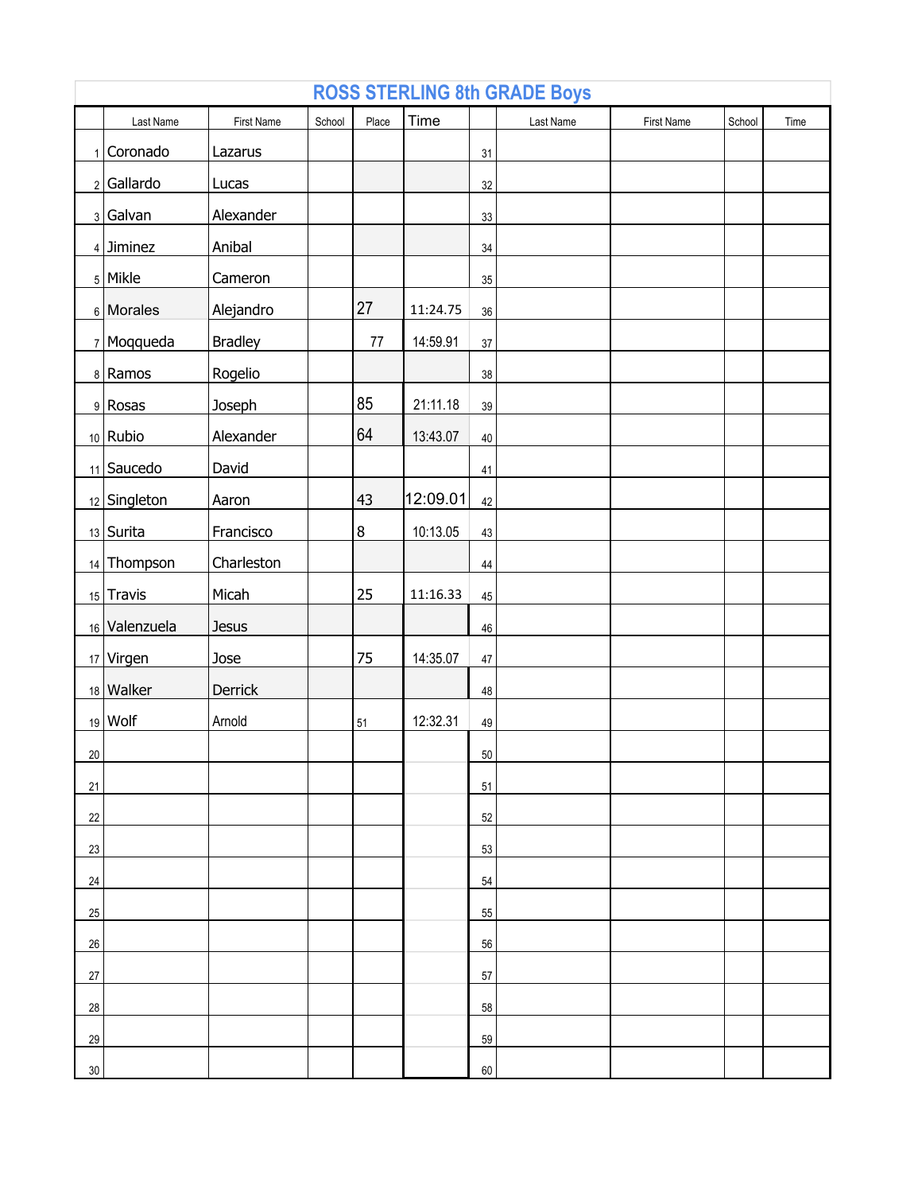# ROSS STERLING 8th GRADE Boys

| | Last Name | First Name | School | Place | Time | | Last Name | First Name | School | Time |
|---|---|---|---|---|---|---|---|---|---|---|
| 1 | Coronado | Lazarus | | | | 31 | | | | |
| 2 | Gallardo | Lucas | | | | 32 | | | | |
| 3 | Galvan | Alexander | | | | 33 | | | | |
| 4 | Jiminez | Anibal | | | | 34 | | | | |
| 5 | Mikle | Cameron | | | | 35 | | | | |
| 6 | Morales | Alejandro | | 27 | 11:24.75 | 36 | | | | |
| 7 | Moqqueda | Bradley | | 77 | 14:59.91 | 37 | | | | |
| 8 | Ramos | Rogelio | | | | 38 | | | | |
| 9 | Rosas | Joseph | | 85 | 21:11.18 | 39 | | | | |
| 10 | Rubio | Alexander | | 64 | 13:43.07 | 40 | | | | |
| 11 | Saucedo | David | | | | 41 | | | | |
| 12 | Singleton | Aaron | | 43 | 12:09.01 | 42 | | | | |
| 13 | Surita | Francisco | | 8 | 10:13.05 | 43 | | | | |
| 14 | Thompson | Charleston | | | | 44 | | | | |
| 15 | Travis | Micah | | 25 | 11:16.33 | 45 | | | | |
| 16 | Valenzuela | Jesus | | | | 46 | | | | |
| 17 | Virgen | Jose | | 75 | 14:35.07 | 47 | | | | |
| 18 | Walker | Derrick | | | | 48 | | | | |
| 19 | Wolf | Arnold | | 51 | 12:32.31 | 49 | | | | |
| 20 | | | | | | 50 | | | | |
| 21 | | | | | | 51 | | | | |
| 22 | | | | | | 52 | | | | |
| 23 | | | | | | 53 | | | | |
| 24 | | | | | | 54 | | | | |
| 25 | | | | | | 55 | | | | |
| 26 | | | | | | 56 | | | | |
| 27 | | | | | | 57 | | | | |
| 28 | | | | | | 58 | | | | |
| 29 | | | | | | 59 | | | | |
| 30 | | | | | | 60 | | | | |